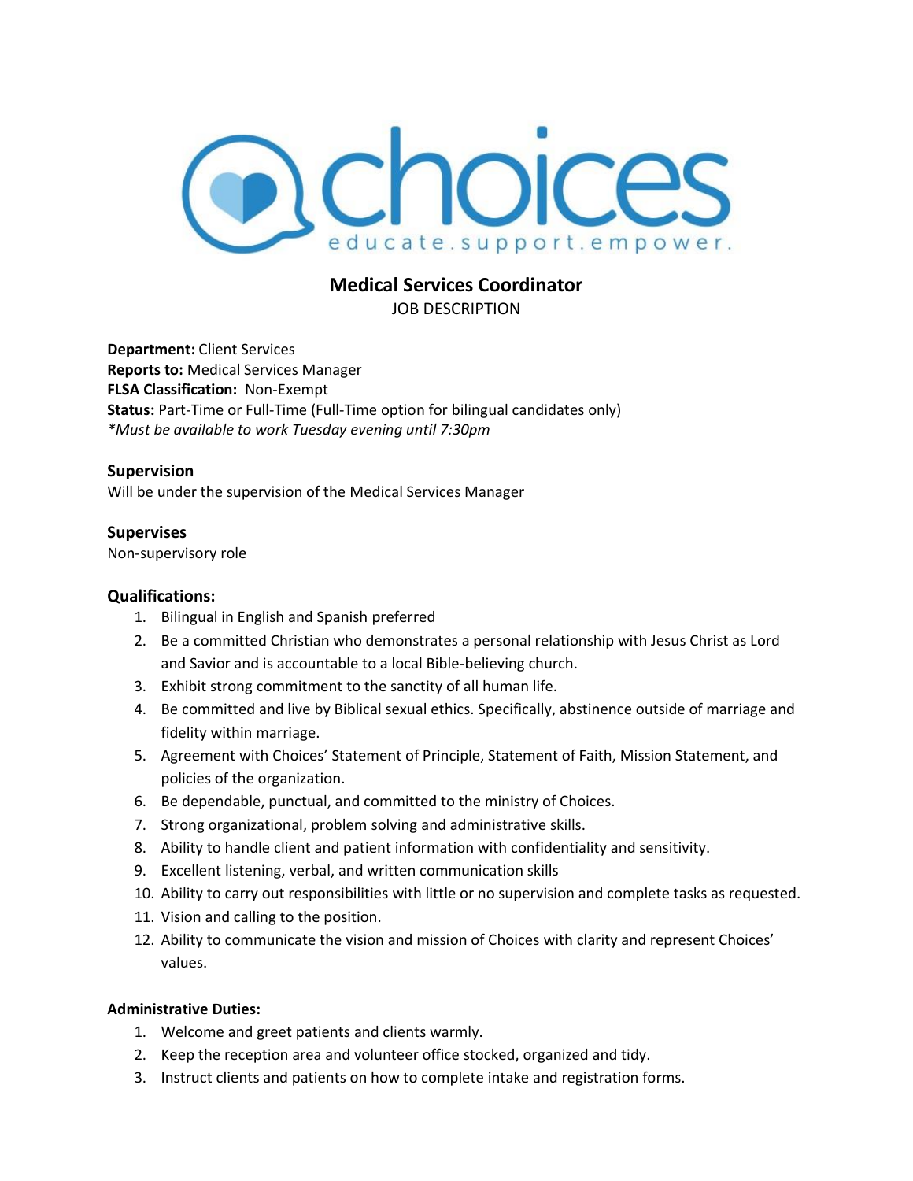# Medical Services Coordinator

JOB DESCRIPTION

**Department:** Client Services
**Reports to:** Medical Services Manager
**FLSA Classification:** Non-Exempt
**Status:** Part-Time or Full-Time (Full-Time option for bilingual candidates only)
*\*Must be available to work Tuesday evening until 7:30pm*

### Supervision

Will be under the supervision of the Medical Services Manager

### Supervises

Non-supervisory role

### Qualifications:

1. Bilingual in English and Spanish preferred
2. Be a committed Christian who demonstrates a personal relationship with Jesus Christ as Lord and Savior and is accountable to a local Bible-believing church.
3. Exhibit strong commitment to the sanctity of all human life.
4. Be committed and live by Biblical sexual ethics. Specifically, abstinence outside of marriage and fidelity within marriage.
5. Agreement with Choices' Statement of Principle, Statement of Faith, Mission Statement, and policies of the organization.
6. Be dependable, punctual, and committed to the ministry of Choices.
7. Strong organizational, problem solving and administrative skills.
8. Ability to handle client and patient information with confidentiality and sensitivity.
9. Excellent listening, verbal, and written communication skills
10. Ability to carry out responsibilities with little or no supervision and complete tasks as requested.
11. Vision and calling to the position.
12. Ability to communicate the vision and mission of Choices with clarity and represent Choices' values.

**Administrative Duties:**

1. Welcome and greet patients and clients warmly.
2. Keep the reception area and volunteer office stocked, organized and tidy.
3. Instruct clients and patients on how to complete intake and registration forms.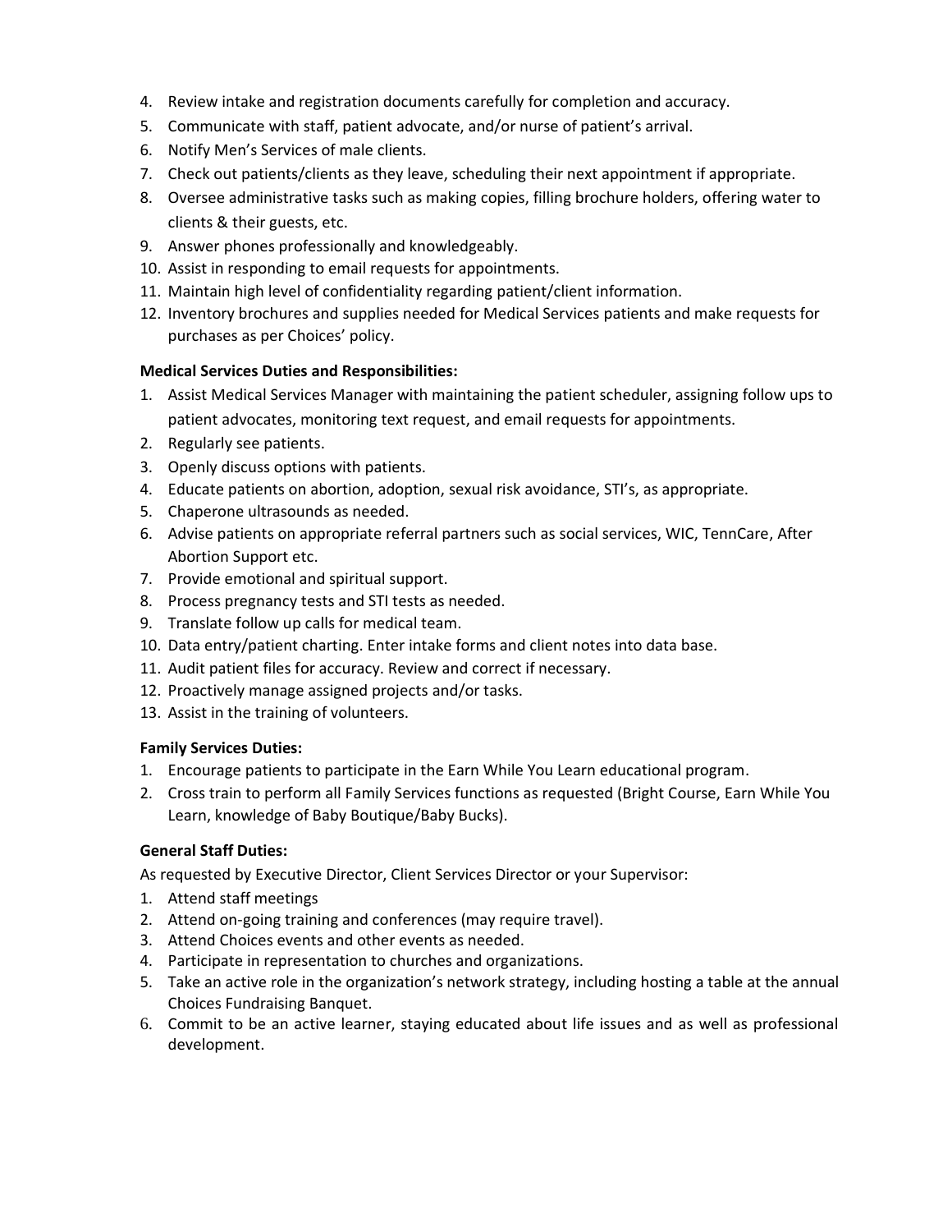4. Review intake and registration documents carefully for completion and accuracy.
5. Communicate with staff, patient advocate, and/or nurse of patient's arrival.
6. Notify Men's Services of male clients.
7. Check out patients/clients as they leave, scheduling their next appointment if appropriate.
8. Oversee administrative tasks such as making copies, filling brochure holders, offering water to clients & their guests, etc.
9. Answer phones professionally and knowledgeably.
10. Assist in responding to email requests for appointments.
11. Maintain high level of confidentiality regarding patient/client information.
12. Inventory brochures and supplies needed for Medical Services patients and make requests for purchases as per Choices' policy.

**Medical Services Duties and Responsibilities:**

1. Assist Medical Services Manager with maintaining the patient scheduler, assigning follow ups to patient advocates, monitoring text request, and email requests for appointments.
2. Regularly see patients.
3. Openly discuss options with patients.
4. Educate patients on abortion, adoption, sexual risk avoidance, STI's, as appropriate.
5. Chaperone ultrasounds as needed.
6. Advise patients on appropriate referral partners such as social services, WIC, TennCare, After Abortion Support etc.
7. Provide emotional and spiritual support.
8. Process pregnancy tests and STI tests as needed.
9. Translate follow up calls for medical team.
10. Data entry/patient charting. Enter intake forms and client notes into data base.
11. Audit patient files for accuracy. Review and correct if necessary.
12. Proactively manage assigned projects and/or tasks.
13. Assist in the training of volunteers.

**Family Services Duties:**

1. Encourage patients to participate in the Earn While You Learn educational program.
2. Cross train to perform all Family Services functions as requested (Bright Course, Earn While You Learn, knowledge of Baby Boutique/Baby Bucks).

**General Staff Duties:**

As requested by Executive Director, Client Services Director or your Supervisor:

1. Attend staff meetings
2. Attend on-going training and conferences (may require travel).
3. Attend Choices events and other events as needed.
4. Participate in representation to churches and organizations.
5. Take an active role in the organization's network strategy, including hosting a table at the annual Choices Fundraising Banquet.
6. Commit to be an active learner, staying educated about life issues and as well as professional development.